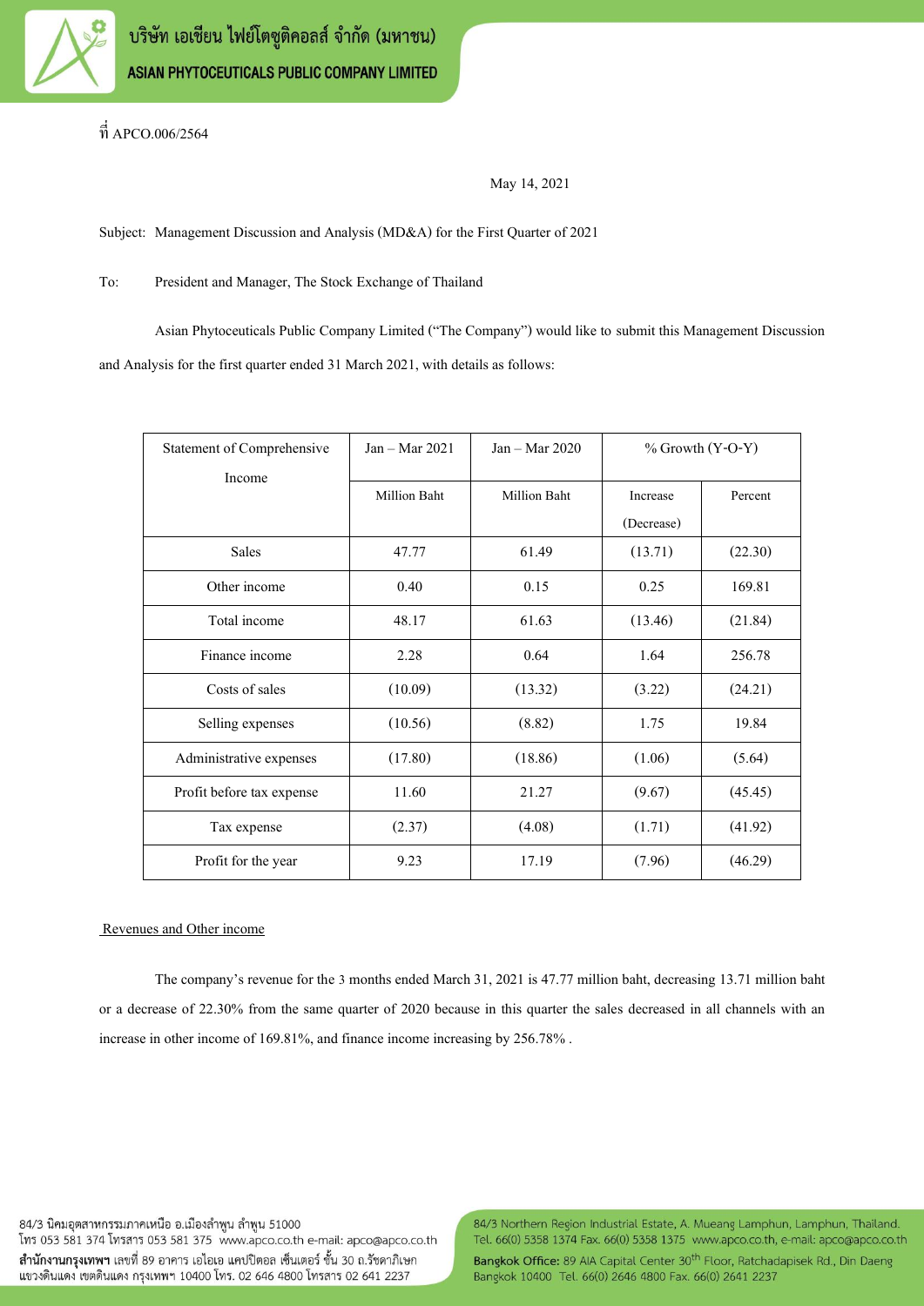ที่ APCO.006/2564

May 14, 2021

Subject: Management Discussion and Analysis (MD&A) for the First Quarter of 2021

To: President and Manager, The Stock Exchange of Thailand

Asian Phytoceuticals Public Company Limited ("The Company") would like to submit this Management Discussion and Analysis for the first quarter ended 31 March 2021, with details as follows:

| Statement of Comprehensive Income | Jan – Mar 2021 | Jan – Mar 2020 | % Growth (Y-O-Y) | |
|---|---|---|---|---|
| | Million Baht | Million Baht | Increase (Decrease) | Percent |
| Sales | 47.77 | 61.49 | (13.71) | (22.30) |
| Other income | 0.40 | 0.15 | 0.25 | 169.81 |
| Total income | 48.17 | 61.63 | (13.46) | (21.84) |
| Finance income | 2.28 | 0.64 | 1.64 | 256.78 |
| Costs of sales | (10.09) | (13.32) | (3.22) | (24.21) |
| Selling expenses | (10.56) | (8.82) | 1.75 | 19.84 |
| Administrative expenses | (17.80) | (18.86) | (1.06) | (5.64) |
| Profit before tax expense | 11.60 | 21.27 | (9.67) | (45.45) |
| Tax expense | (2.37) | (4.08) | (1.71) | (41.92) |
| Profit for the year | 9.23 | 17.19 | (7.96) | (46.29) |

## Revenues and Other income

The company's revenue for the 3 months ended March 31, 2021 is 47.77 million baht, decreasing 13.71 million baht or a decrease of 22.30% from the same quarter of 2020 because in this quarter the sales decreased in all channels with an increase in other income of 169.81%, and finance income increasing by 256.78% .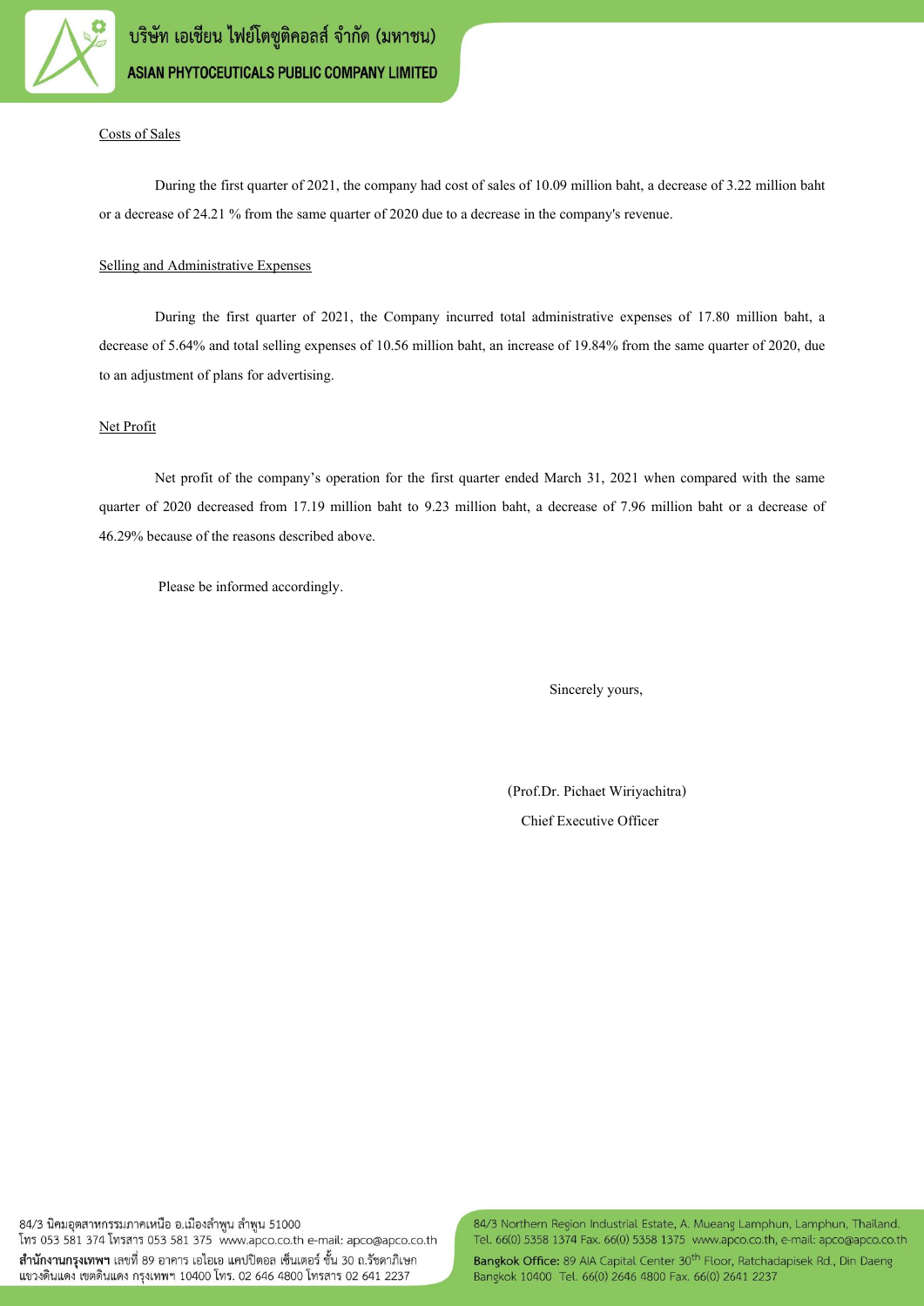Costs of Sales

During the first quarter of 2021, the company had cost of sales of 10.09 million baht, a decrease of 3.22 million baht or a decrease of 24.21 % from the same quarter of 2020 due to a decrease in the company's revenue.

Selling and Administrative Expenses

During the first quarter of 2021, the Company incurred total administrative expenses of 17.80 million baht, a decrease of 5.64% and total selling expenses of 10.56 million baht, an increase of 19.84% from the same quarter of 2020, due to an adjustment of plans for advertising.

Net Profit

Net profit of the company's operation for the first quarter ended March 31, 2021 when compared with the same quarter of 2020 decreased from 17.19 million baht to 9.23 million baht, a decrease of 7.96 million baht or a decrease of 46.29% because of the reasons described above.

Please be informed accordingly.

Sincerely yours,

(Prof.Dr. Pichaet Wiriyachitra)

Chief Executive Officer